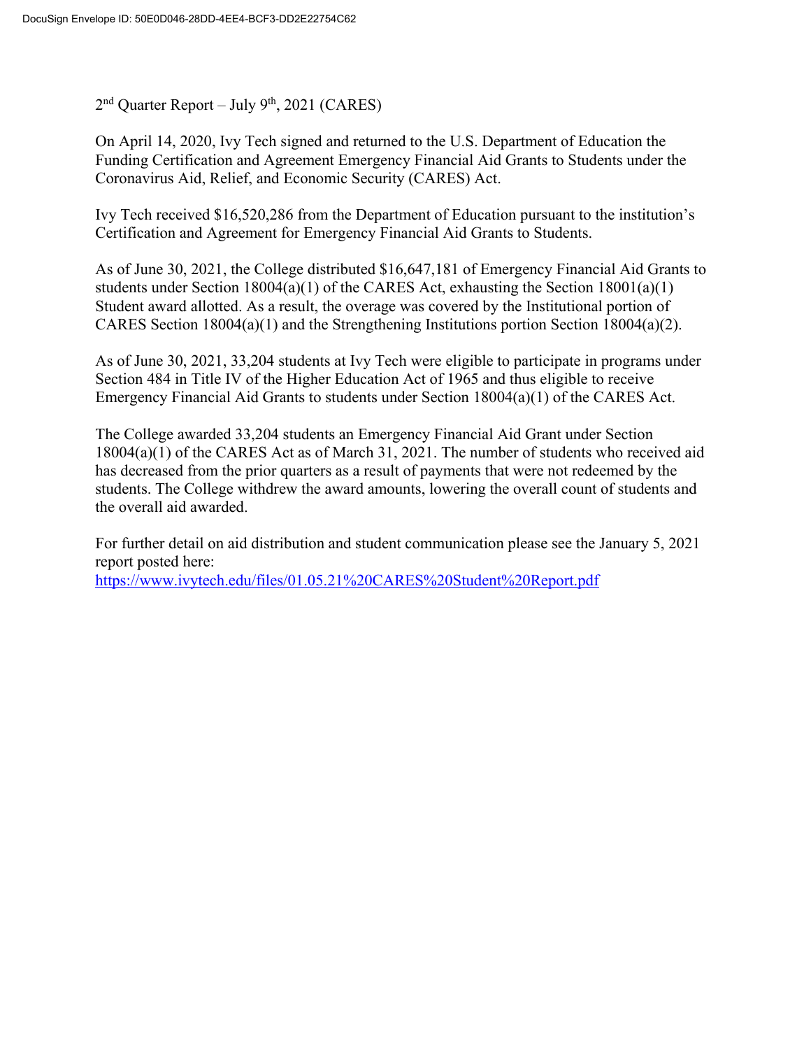2nd Quarter Report – July 9th, 2021 (CARES)

On April 14, 2020, Ivy Tech signed and returned to the U.S. Department of Education the Funding Certification and Agreement Emergency Financial Aid Grants to Students under the Coronavirus Aid, Relief, and Economic Security (CARES) Act.

Ivy Tech received $16,520,286 from the Department of Education pursuant to the institution's Certification and Agreement for Emergency Financial Aid Grants to Students.

As of June 30, 2021, the College distributed $16,647,181 of Emergency Financial Aid Grants to students under Section 18004(a)(1) of the CARES Act, exhausting the Section 18001(a)(1) Student award allotted. As a result, the overage was covered by the Institutional portion of CARES Section 18004(a)(1) and the Strengthening Institutions portion Section 18004(a)(2).

As of June 30, 2021, 33,204 students at Ivy Tech were eligible to participate in programs under Section 484 in Title IV of the Higher Education Act of 1965 and thus eligible to receive Emergency Financial Aid Grants to students under Section 18004(a)(1) of the CARES Act.

The College awarded 33,204 students an Emergency Financial Aid Grant under Section 18004(a)(1) of the CARES Act as of March 31, 2021. The number of students who received aid has decreased from the prior quarters as a result of payments that were not redeemed by the students. The College withdrew the award amounts, lowering the overall count of students and the overall aid awarded.

For further detail on aid distribution and student communication please see the January 5, 2021 report posted here:
[https://www.ivytech.edu/files/01.05.21%20CARES%20Student%20Report.pdf](https://www.ivytech.edu/files/01.05.21%20CARES%20Student%20Report.pdf)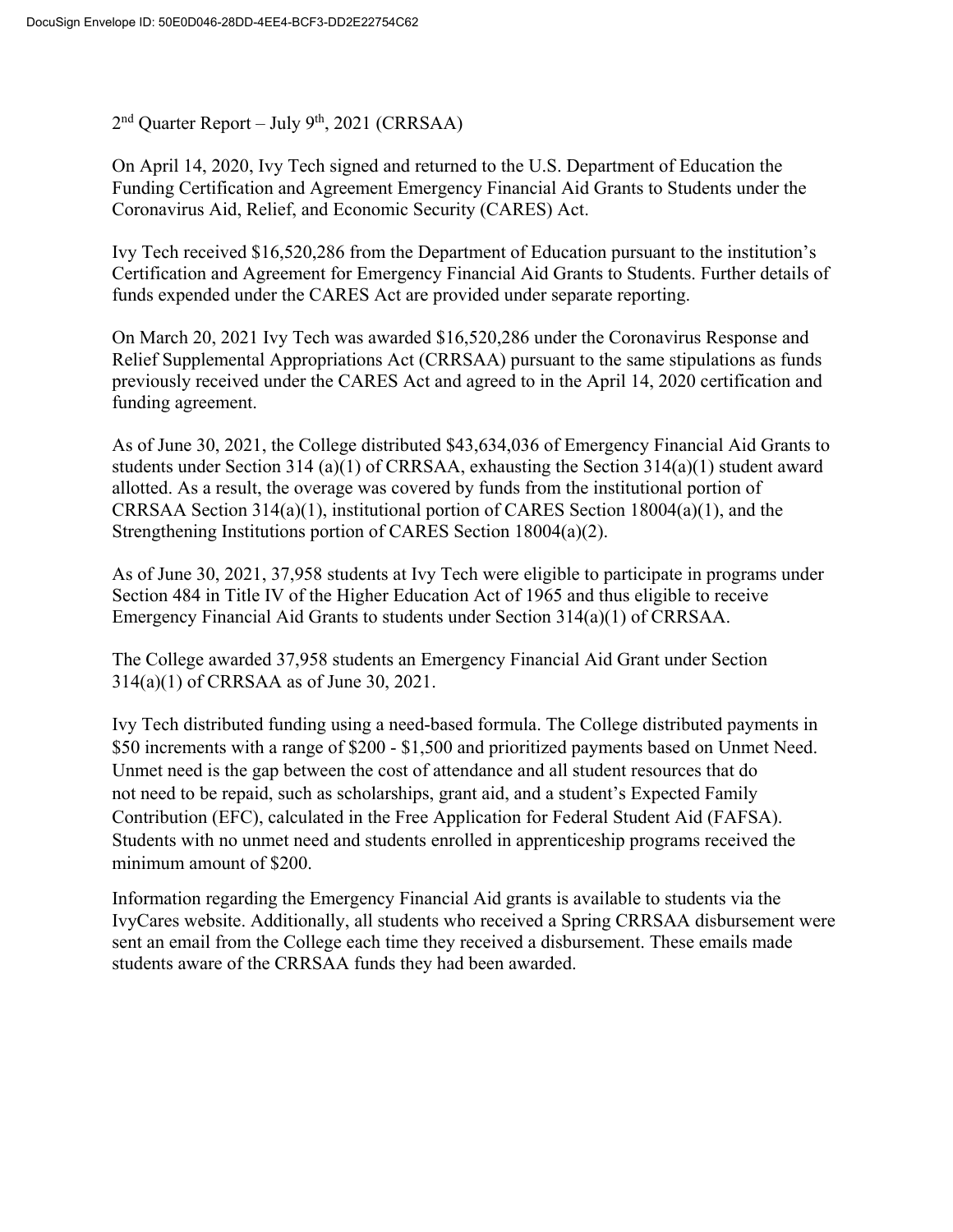2nd Quarter Report – July 9th, 2021 (CRRSAA)

On April 14, 2020, Ivy Tech signed and returned to the U.S. Department of Education the Funding Certification and Agreement Emergency Financial Aid Grants to Students under the Coronavirus Aid, Relief, and Economic Security (CARES) Act.

Ivy Tech received $16,520,286 from the Department of Education pursuant to the institution's Certification and Agreement for Emergency Financial Aid Grants to Students. Further details of funds expended under the CARES Act are provided under separate reporting.

On March 20, 2021 Ivy Tech was awarded $16,520,286 under the Coronavirus Response and Relief Supplemental Appropriations Act (CRRSAA) pursuant to the same stipulations as funds previously received under the CARES Act and agreed to in the April 14, 2020 certification and funding agreement.

As of June 30, 2021, the College distributed $43,634,036 of Emergency Financial Aid Grants to students under Section 314 (a)(1) of CRRSAA, exhausting the Section 314(a)(1) student award allotted. As a result, the overage was covered by funds from the institutional portion of CRRSAA Section 314(a)(1), institutional portion of CARES Section 18004(a)(1), and the Strengthening Institutions portion of CARES Section 18004(a)(2).

As of June 30, 2021, 37,958 students at Ivy Tech were eligible to participate in programs under Section 484 in Title IV of the Higher Education Act of 1965 and thus eligible to receive Emergency Financial Aid Grants to students under Section 314(a)(1) of CRRSAA.

The College awarded 37,958 students an Emergency Financial Aid Grant under Section 314(a)(1) of CRRSAA as of June 30, 2021.

Ivy Tech distributed funding using a need-based formula. The College distributed payments in $50 increments with a range of $200 - $1,500 and prioritized payments based on Unmet Need. Unmet need is the gap between the cost of attendance and all student resources that do not need to be repaid, such as scholarships, grant aid, and a student's Expected Family Contribution (EFC), calculated in the Free Application for Federal Student Aid (FAFSA). Students with no unmet need and students enrolled in apprenticeship programs received the minimum amount of $200.

Information regarding the Emergency Financial Aid grants is available to students via the IvyCares website. Additionally, all students who received a Spring CRRSAA disbursement were sent an email from the College each time they received a disbursement. These emails made students aware of the CRRSAA funds they had been awarded.